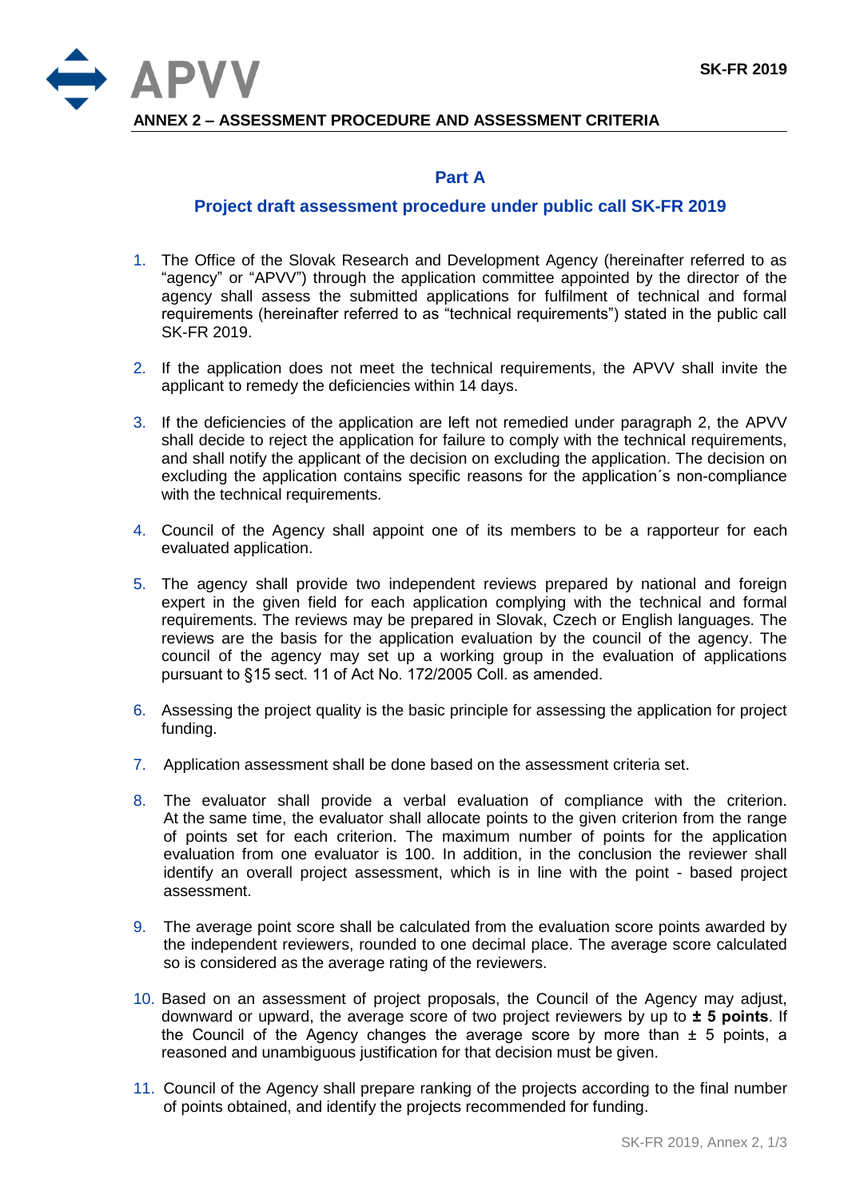# ANNEX 2 – ASSESSMENT PROCEDURE AND ASSESSMENT CRITERIA

## Part A

### Project draft assessment procedure under public call SK-FR 2019

1. The Office of the Slovak Research and Development Agency (hereinafter referred to as "agency" or "APVV") through the application committee appointed by the director of the agency shall assess the submitted applications for fulfilment of technical and formal requirements (hereinafter referred to as "technical requirements") stated in the public call SK-FR 2019.

2. If the application does not meet the technical requirements, the APVV shall invite the applicant to remedy the deficiencies within 14 days.

3. If the deficiencies of the application are left not remedied under paragraph 2, the APVV shall decide to reject the application for failure to comply with the technical requirements, and shall notify the applicant of the decision on excluding the application. The decision on excluding the application contains specific reasons for the application´s non-compliance with the technical requirements.

4. Council of the Agency shall appoint one of its members to be a rapporteur for each evaluated application.

5. The agency shall provide two independent reviews prepared by national and foreign expert in the given field for each application complying with the technical and formal requirements. The reviews may be prepared in Slovak, Czech or English languages. The reviews are the basis for the application evaluation by the council of the agency. The council of the agency may set up a working group in the evaluation of applications pursuant to §15 sect. 11 of Act No. 172/2005 Coll. as amended.

6. Assessing the project quality is the basic principle for assessing the application for project funding.

7. Application assessment shall be done based on the assessment criteria set.

8. The evaluator shall provide a verbal evaluation of compliance with the criterion. At the same time, the evaluator shall allocate points to the given criterion from the range of points set for each criterion. The maximum number of points for the application evaluation from one evaluator is 100. In addition, in the conclusion the reviewer shall identify an overall project assessment, which is in line with the point - based project assessment.

9. The average point score shall be calculated from the evaluation score points awarded by the independent reviewers, rounded to one decimal place. The average score calculated so is considered as the average rating of the reviewers.

10. Based on an assessment of project proposals, the Council of the Agency may adjust, downward or upward, the average score of two project reviewers by up to **± 5 points**. If the Council of the Agency changes the average score by more than ± 5 points, a reasoned and unambiguous justification for that decision must be given.

11. Council of the Agency shall prepare ranking of the projects according to the final number of points obtained, and identify the projects recommended for funding.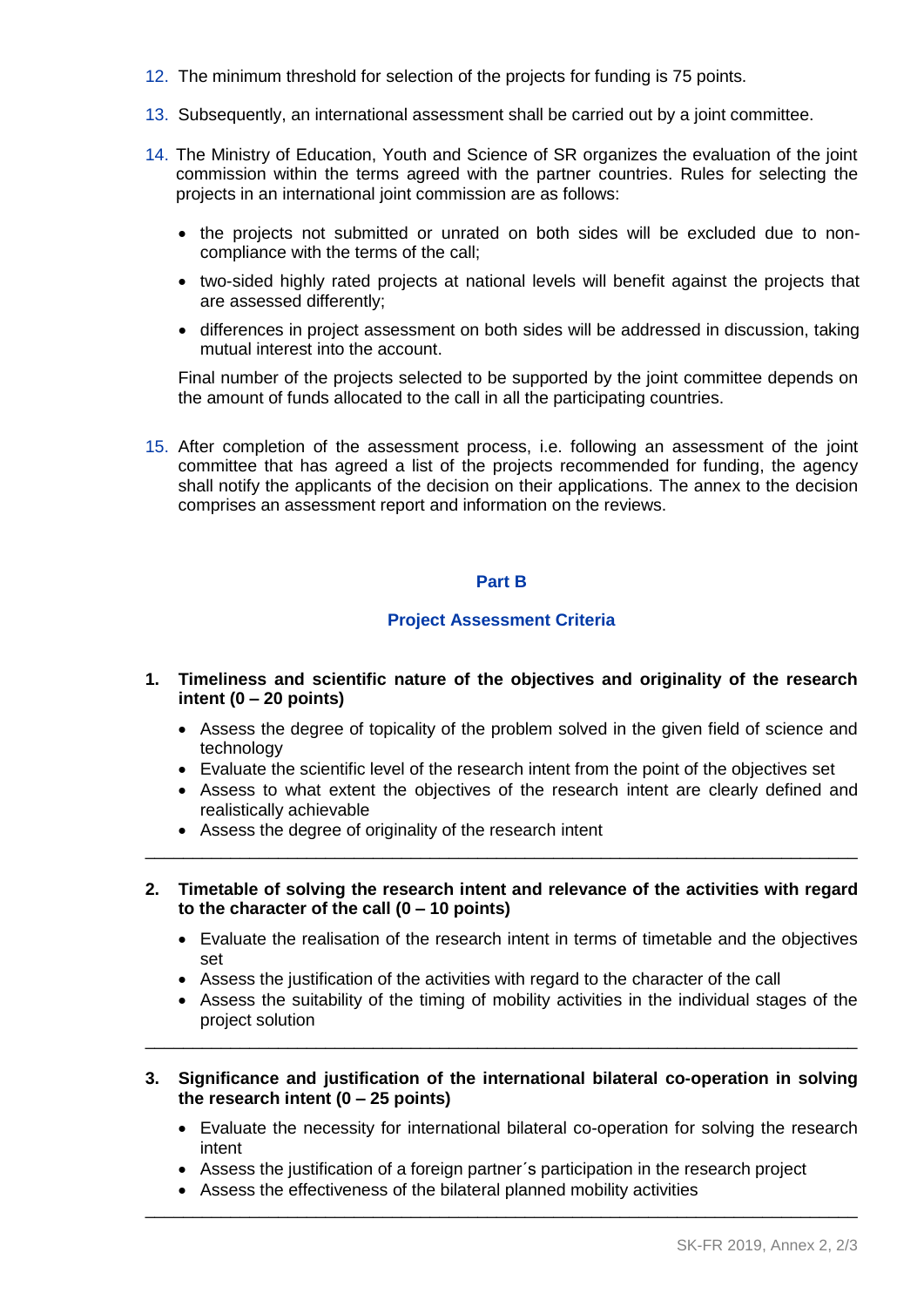12. The minimum threshold for selection of the projects for funding is 75 points.

13. Subsequently, an international assessment shall be carried out by a joint committee.

14. The Ministry of Education, Youth and Science of SR organizes the evaluation of the joint commission within the terms agreed with the partner countries. Rules for selecting the projects in an international joint commission are as follows:

    - the projects not submitted or unrated on both sides will be excluded due to non-compliance with the terms of the call;
    - two-sided highly rated projects at national levels will benefit against the projects that are assessed differently;
    - differences in project assessment on both sides will be addressed in discussion, taking mutual interest into the account.

    Final number of the projects selected to be supported by the joint committee depends on the amount of funds allocated to the call in all the participating countries.

15. After completion of the assessment process, i.e. following an assessment of the joint committee that has agreed a list of the projects recommended for funding, the agency shall notify the applicants of the decision on their applications. The annex to the decision comprises an assessment report and information on the reviews.

## Part B

## Project Assessment Criteria

**1. Timeliness and scientific nature of the objectives and originality of the research intent (0 – 20 points)**

- Assess the degree of topicality of the problem solved in the given field of science and technology
- Evaluate the scientific level of the research intent from the point of the objectives set
- Assess to what extent the objectives of the research intent are clearly defined and realistically achievable
- Assess the degree of originality of the research intent

---

**2. Timetable of solving the research intent and relevance of the activities with regard to the character of the call (0 – 10 points)**

- Evaluate the realisation of the research intent in terms of timetable and the objectives set
- Assess the justification of the activities with regard to the character of the call
- Assess the suitability of the timing of mobility activities in the individual stages of the project solution

---

**3. Significance and justification of the international bilateral co-operation in solving the research intent (0 – 25 points)**

- Evaluate the necessity for international bilateral co-operation for solving the research intent
- Assess the justification of a foreign partner´s participation in the research project
- Assess the effectiveness of the bilateral planned mobility activities

---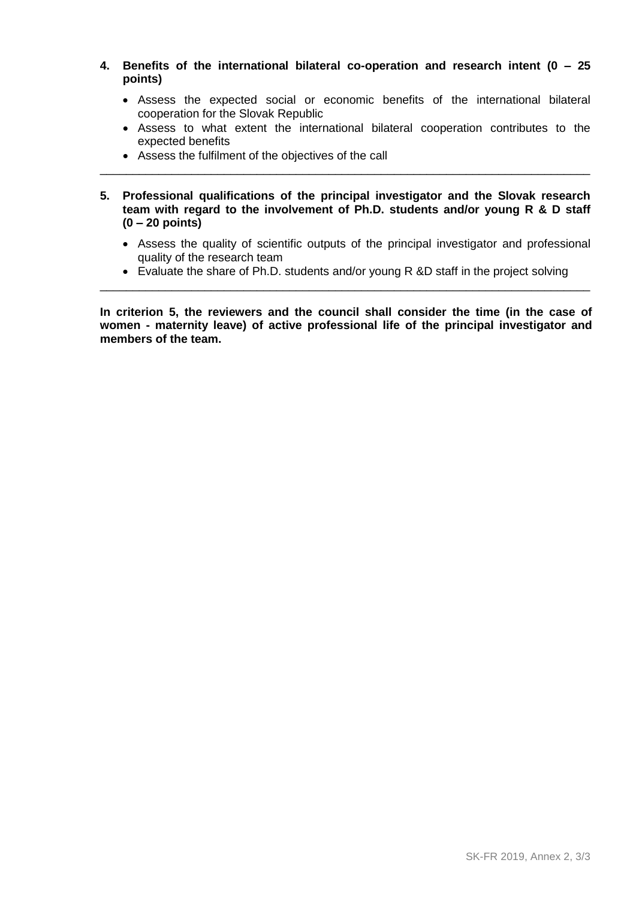4. **Benefits of the international bilateral co-operation and research intent (0 – 25 points)**

   - Assess the expected social or economic benefits of the international bilateral cooperation for the Slovak Republic
   - Assess to what extent the international bilateral cooperation contributes to the expected benefits
   - Assess the fulfilment of the objectives of the call

---

5. **Professional qualifications of the principal investigator and the Slovak research team with regard to the involvement of Ph.D. students and/or young R & D staff (0 – 20 points)**

   - Assess the quality of scientific outputs of the principal investigator and professional quality of the research team
   - Evaluate the share of Ph.D. students and/or young R &D staff in the project solving

---

**In criterion 5, the reviewers and the council shall consider the time (in the case of women - maternity leave) of active professional life of the principal investigator and members of the team.**